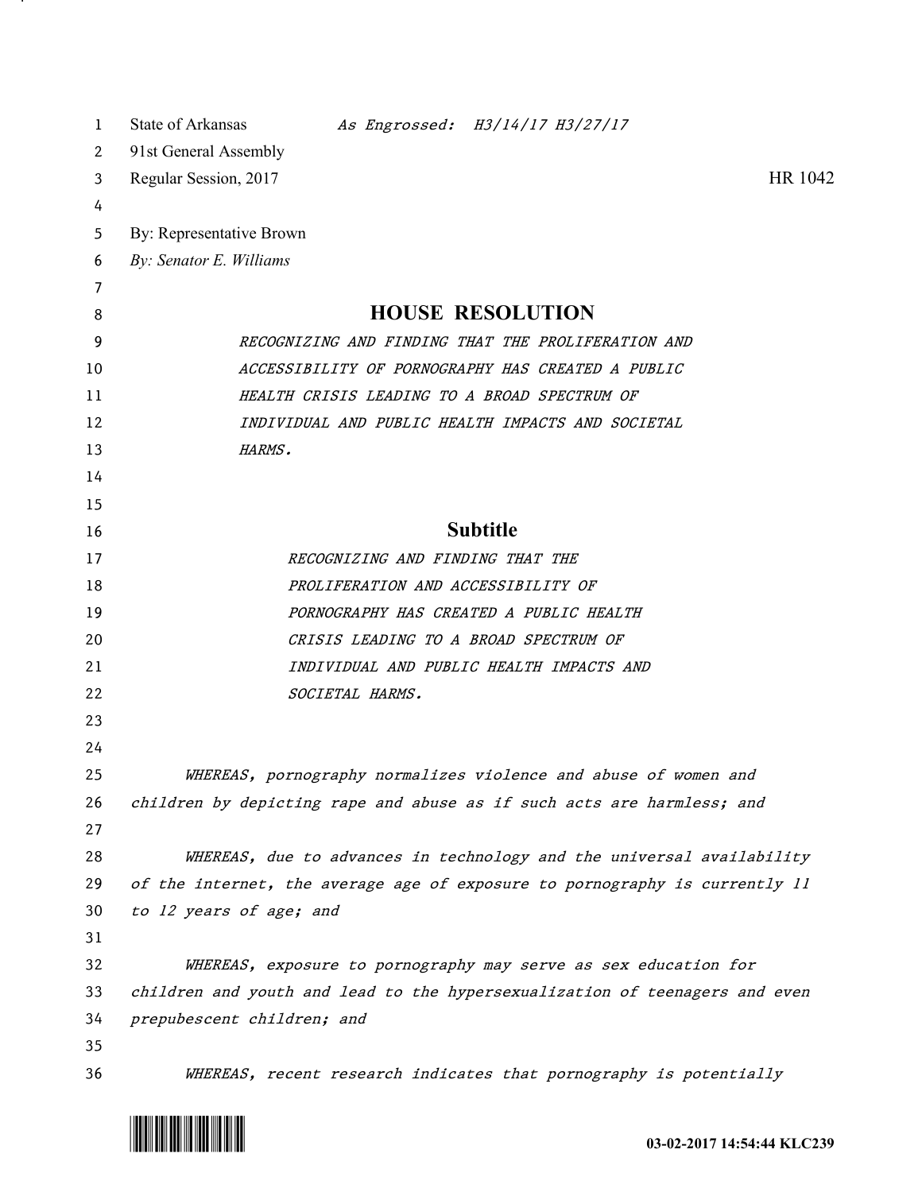State of Arkansas *As Engrossed: H3/14/17 H3/27/17*

91st General Assembly

Regular Session, 2017 HR 1042

By: Representative Brown

*By: Senator E. Williams*

# HOUSE RESOLUTION

*RECOGNIZING AND FINDING THAT THE PROLIFERATION AND ACCESSIBILITY OF PORNOGRAPHY HAS CREATED A PUBLIC HEALTH CRISIS LEADING TO A BROAD SPECTRUM OF INDIVIDUAL AND PUBLIC HEALTH IMPACTS AND SOCIETAL HARMS.*

## Subtitle

*RECOGNIZING AND FINDING THAT THE PROLIFERATION AND ACCESSIBILITY OF PORNOGRAPHY HAS CREATED A PUBLIC HEALTH CRISIS LEADING TO A BROAD SPECTRUM OF INDIVIDUAL AND PUBLIC HEALTH IMPACTS AND SOCIETAL HARMS.*

*WHEREAS, pornography normalizes violence and abuse of women and children by depicting rape and abuse as if such acts are harmless; and*

*WHEREAS, due to advances in technology and the universal availability of the internet, the average age of exposure to pornography is currently 11 to 12 years of age; and*

*WHEREAS, exposure to pornography may serve as sex education for children and youth and lead to the hypersexualization of teenagers and even prepubescent children; and*

*WHEREAS, recent research indicates that pornography is potentially*

03-02-2017 14:54:44 KLC239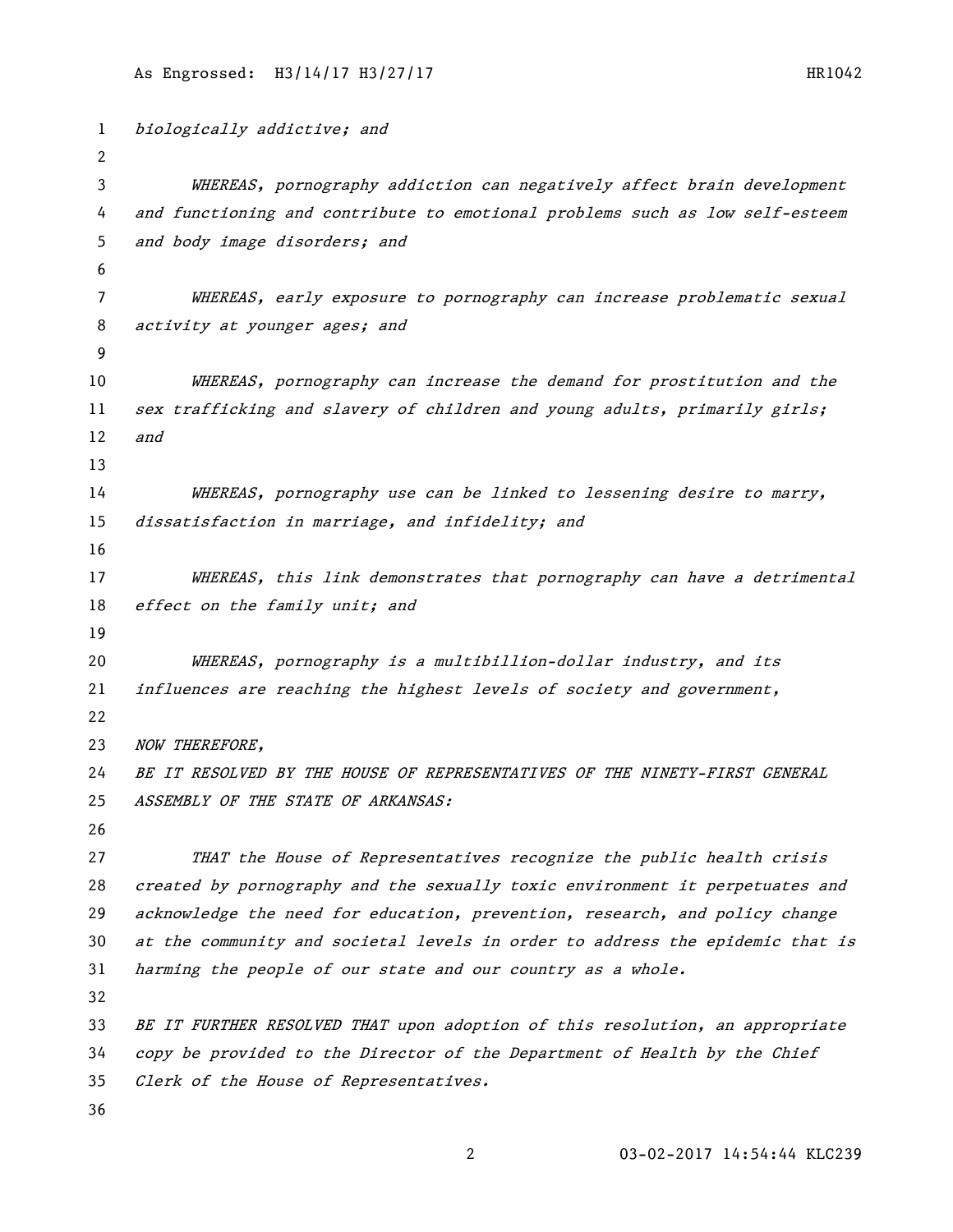*biologically addictive; and*

*WHEREAS, pornography addiction can negatively affect brain development and functioning and contribute to emotional problems such as low self-esteem and body image disorders; and*

*WHEREAS, early exposure to pornography can increase problematic sexual activity at younger ages; and*

*WHEREAS, pornography can increase the demand for prostitution and the sex trafficking and slavery of children and young adults, primarily girls; and*

*WHEREAS, pornography use can be linked to lessening desire to marry, dissatisfaction in marriage, and infidelity; and*

*WHEREAS, this link demonstrates that pornography can have a detrimental effect on the family unit; and*

*WHEREAS, pornography is a multibillion-dollar industry, and its influences are reaching the highest levels of society and government,*

*NOW THEREFORE,*
*BE IT RESOLVED BY THE HOUSE OF REPRESENTATIVES OF THE NINETY-FIRST GENERAL ASSEMBLY OF THE STATE OF ARKANSAS:*

*THAT the House of Representatives recognize the public health crisis created by pornography and the sexually toxic environment it perpetuates and acknowledge the need for education, prevention, research, and policy change at the community and societal levels in order to address the epidemic that is harming the people of our state and our country as a whole.*

*BE IT FURTHER RESOLVED THAT upon adoption of this resolution, an appropriate copy be provided to the Director of the Department of Health by the Chief Clerk of the House of Representatives.*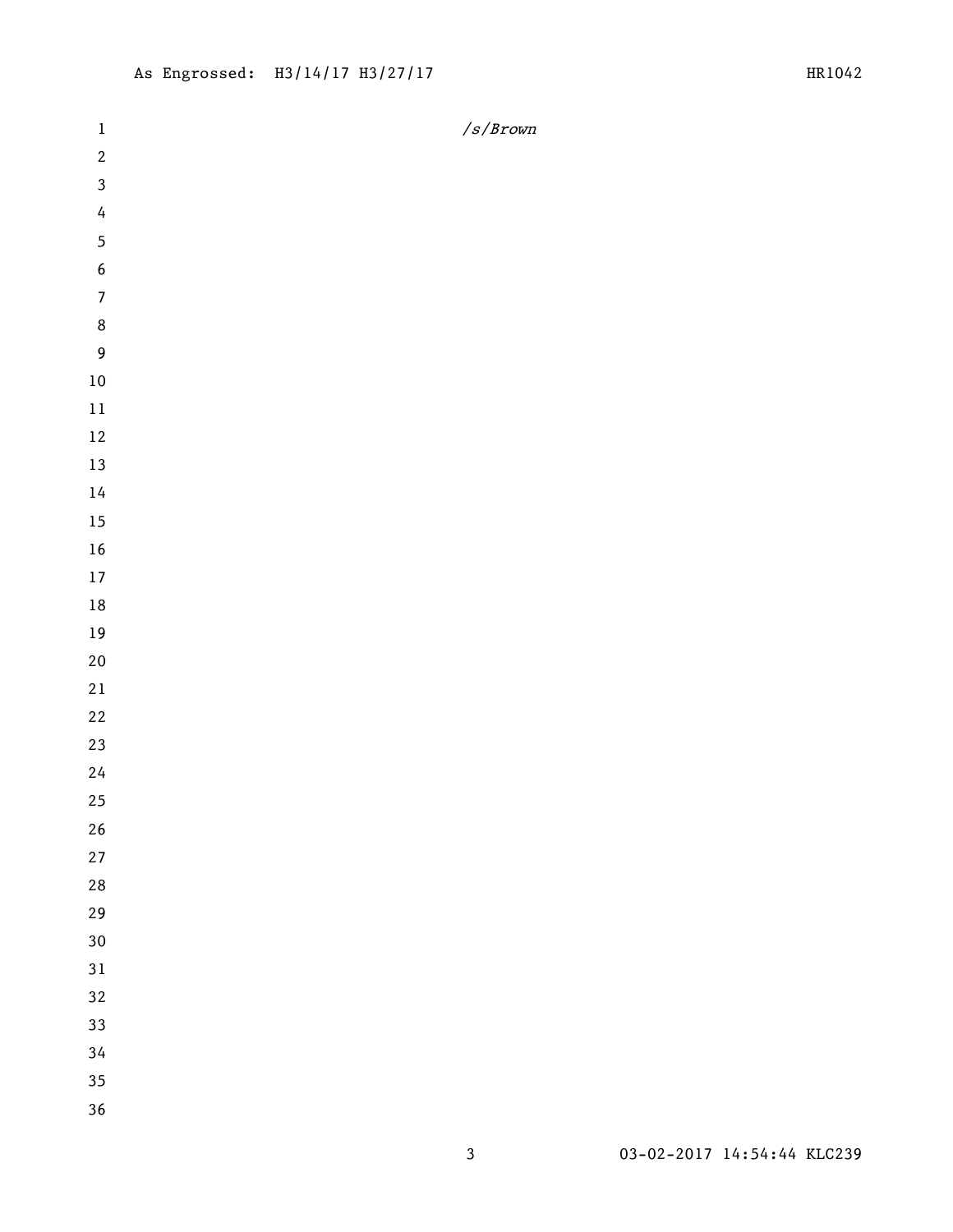*/s/Brown*